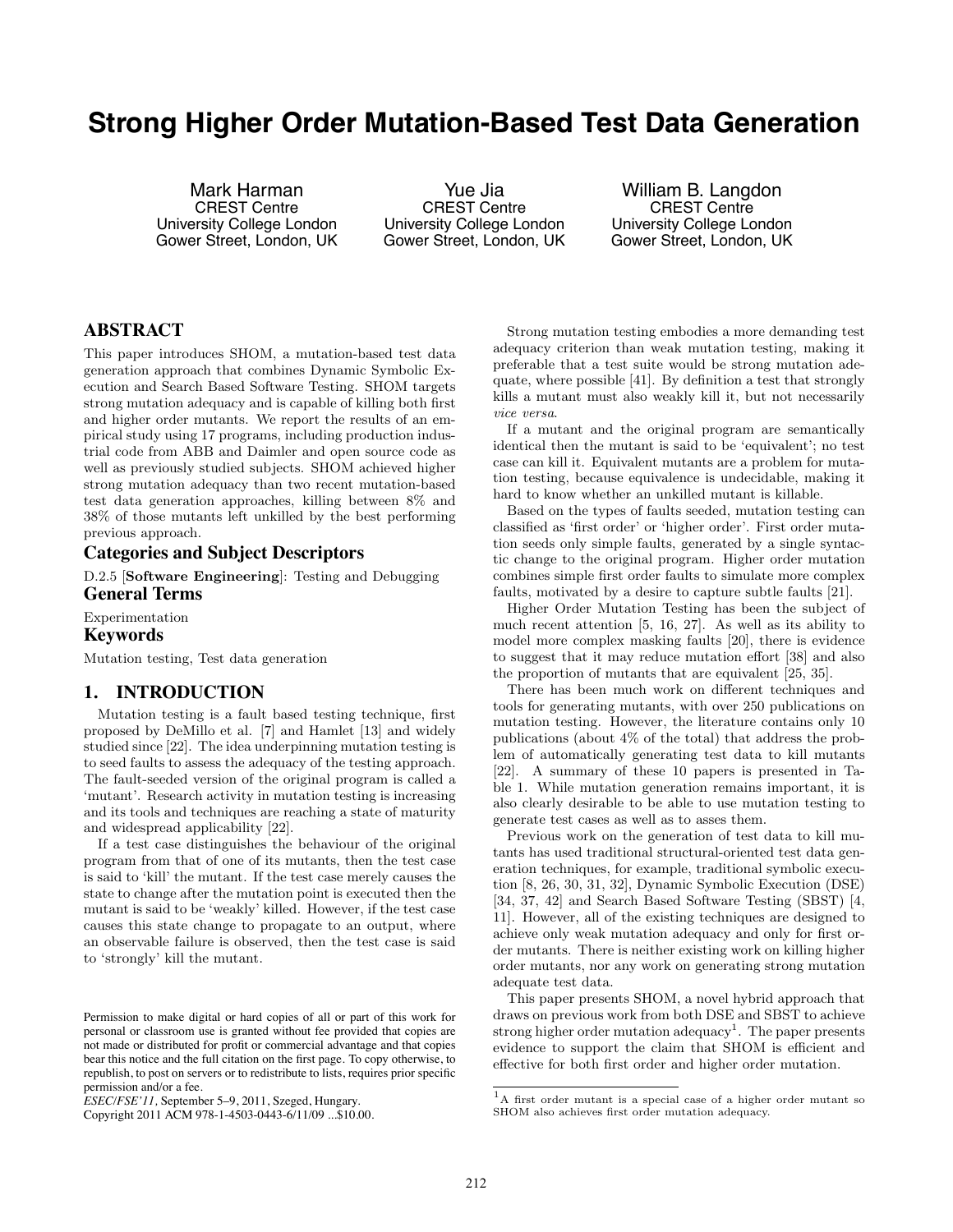# Strong Higher Order Mutation-Based Test Data Generation

Mark Harman
CREST Centre
University College London
Gower Street, London, UK

Yue Jia
CREST Centre
University College London
Gower Street, London, UK

William B. Langdon
CREST Centre
University College London
Gower Street, London, UK

## ABSTRACT

This paper introduces SHOM, a mutation-based test data generation approach that combines Dynamic Symbolic Execution and Search Based Software Testing. SHOM targets strong mutation adequacy and is capable of killing both first and higher order mutants. We report the results of an empirical study using 17 programs, including production industrial code from ABB and Daimler and open source code as well as previously studied subjects. SHOM achieved higher strong mutation adequacy than two recent mutation-based test data generation approaches, killing between 8% and 38% of those mutants left unkilled by the best performing previous approach.

## Categories and Subject Descriptors

D.2.5 [**Software Engineering**]: Testing and Debugging

## General Terms

Experimentation

## Keywords

Mutation testing, Test data generation

## 1. INTRODUCTION

Mutation testing is a fault based testing technique, first proposed by DeMillo et al. [7] and Hamlet [13] and widely studied since [22]. The idea underpinning mutation testing is to seed faults to assess the adequacy of the testing approach. The fault-seeded version of the original program is called a 'mutant'. Research activity in mutation testing is increasing and its tools and techniques are reaching a state of maturity and widespread applicability [22].

If a test case distinguishes the behaviour of the original program from that of one of its mutants, then the test case is said to 'kill' the mutant. If the test case merely causes the state to change after the mutation point is executed then the mutant is said to be 'weakly' killed. However, if the test case causes this state change to propagate to an output, where an observable failure is observed, then the test case is said to 'strongly' kill the mutant.

Strong mutation testing embodies a more demanding test adequacy criterion than weak mutation testing, making it preferable that a test suite would be strong mutation adequate, where possible [41]. By definition a test that strongly kills a mutant must also weakly kill it, but not necessarily *vice versa*.

If a mutant and the original program are semantically identical then the mutant is said to be 'equivalent'; no test case can kill it. Equivalent mutants are a problem for mutation testing, because equivalence is undecidable, making it hard to know whether an unkilled mutant is killable.

Based on the types of faults seeded, mutation testing can classified as 'first order' or 'higher order'. First order mutation seeds only simple faults, generated by a single syntactic change to the original program. Higher order mutation combines simple first order faults to simulate more complex faults, motivated by a desire to capture subtle faults [21].

Higher Order Mutation Testing has been the subject of much recent attention [5, 16, 27]. As well as its ability to model more complex masking faults [20], there is evidence to suggest that it may reduce mutation effort [38] and also the proportion of mutants that are equivalent [25, 35].

There has been much work on different techniques and tools for generating mutants, with over 250 publications on mutation testing. However, the literature contains only 10 publications (about 4% of the total) that address the problem of automatically generating test data to kill mutants [22]. A summary of these 10 papers is presented in Table 1. While mutation generation remains important, it is also clearly desirable to be able to use mutation testing to generate test cases as well as to asses them.

Previous work on the generation of test data to kill mutants has used traditional structural-oriented test data generation techniques, for example, traditional symbolic execution [8, 26, 30, 31, 32], Dynamic Symbolic Execution (DSE) [34, 37, 42] and Search Based Software Testing (SBST) [4, 11]. However, all of the existing techniques are designed to achieve only weak mutation adequacy and only for first order mutants. There is neither existing work on killing higher order mutants, nor any work on generating strong mutation adequate test data.

This paper presents SHOM, a novel hybrid approach that draws on previous work from both DSE and SBST to achieve strong higher order mutation adequacy[1]. The paper presents evidence to support the claim that SHOM is efficient and effective for both first order and higher order mutation.

[1] A first order mutant is a special case of a higher order mutant so SHOM also achieves first order mutation adequacy.

Permission to make digital or hard copies of all or part of this work for personal or classroom use is granted without fee provided that copies are not made or distributed for profit or commercial advantage and that copies bear this notice and the full citation on the first page. To copy otherwise, to republish, to post on servers or to redistribute to lists, requires prior specific permission and/or a fee.
*ESEC/FSE'11,* September 5–9, 2011, Szeged, Hungary.
Copyright 2011 ACM 978-1-4503-0443-6/11/09 ...$10.00.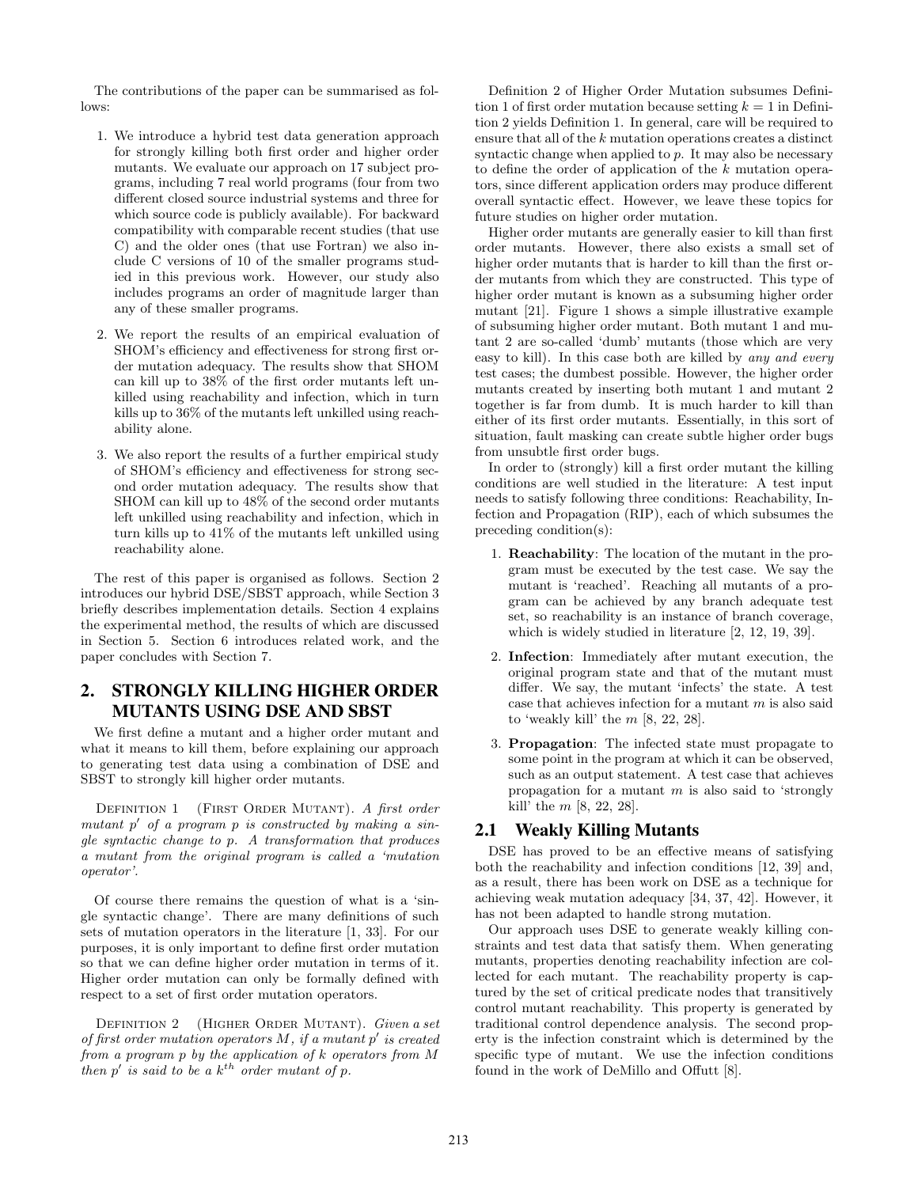The contributions of the paper can be summarised as follows:

1. We introduce a hybrid test data generation approach for strongly killing both first order and higher order mutants. We evaluate our approach on 17 subject programs, including 7 real world programs (four from two different closed source industrial systems and three for which source code is publicly available). For backward compatibility with comparable recent studies (that use C) and the older ones (that use Fortran) we also include C versions of 10 of the smaller programs studied in this previous work. However, our study also includes programs an order of magnitude larger than any of these smaller programs.

2. We report the results of an empirical evaluation of SHOM's efficiency and effectiveness for strong first order mutation adequacy. The results show that SHOM can kill up to 38% of the first order mutants left unkilled using reachability and infection, which in turn kills up to 36% of the mutants left unkilled using reachability alone.

3. We also report the results of a further empirical study of SHOM's efficiency and effectiveness for strong second order mutation adequacy. The results show that SHOM can kill up to 48% of the second order mutants left unkilled using reachability and infection, which in turn kills up to 41% of the mutants left unkilled using reachability alone.

The rest of this paper is organised as follows. Section 2 introduces our hybrid DSE/SBST approach, while Section 3 briefly describes implementation details. Section 4 explains the experimental method, the results of which are discussed in Section 5. Section 6 introduces related work, and the paper concludes with Section 7.

## 2. STRONGLY KILLING HIGHER ORDER MUTANTS USING DSE AND SBST

We first define a mutant and a higher order mutant and what it means to kill them, before explaining our approach to generating test data using a combination of DSE and SBST to strongly kill higher order mutants.

Definition 1 (First Order Mutant). *A first order mutant $p'$ of a program $p$ is constructed by making a single syntactic change to $p$. A transformation that produces a mutant from the original program is called a 'mutation operator'.*

Of course there remains the question of what is a 'single syntactic change'. There are many definitions of such sets of mutation operators in the literature [1, 33]. For our purposes, it is only important to define first order mutation so that we can define higher order mutation in terms of it. Higher order mutation can only be formally defined with respect to a set of first order mutation operators.

Definition 2 (Higher Order Mutant). *Given a set of first order mutation operators $M$, if a mutant $p'$ is created from a program $p$ by the application of $k$ operators from $M$ then $p'$ is said to be a $k^{th}$ order mutant of $p$.*

Definition 2 of Higher Order Mutation subsumes Definition 1 of first order mutation because setting $k = 1$ in Definition 2 yields Definition 1. In general, care will be required to ensure that all of the $k$ mutation operations creates a distinct syntactic change when applied to $p$. It may also be necessary to define the order of application of the $k$ mutation operators, since different application orders may produce different overall syntactic effect. However, we leave these topics for future studies on higher order mutation.

Higher order mutants are generally easier to kill than first order mutants. However, there also exists a small set of higher order mutants that is harder to kill than the first order mutants from which they are constructed. This type of higher order mutant is known as a subsuming higher order mutant [21]. Figure 1 shows a simple illustrative example of subsuming higher order mutant. Both mutant 1 and mutant 2 are so-called 'dumb' mutants (those which are very easy to kill). In this case both are killed by *any and every* test cases; the dumbest possible. However, the higher order mutants created by inserting both mutant 1 and mutant 2 together is far from dumb. It is much harder to kill than either of its first order mutants. Essentially, in this sort of situation, fault masking can create subtle higher order bugs from unsubtle first order bugs.

In order to (strongly) kill a first order mutant the killing conditions are well studied in the literature: A test input needs to satisfy following three conditions: Reachability, Infection and Propagation (RIP), each of which subsumes the preceding condition(s):

1. **Reachability**: The location of the mutant in the program must be executed by the test case. We say the mutant is 'reached'. Reaching all mutants of a program can be achieved by any branch adequate test set, so reachability is an instance of branch coverage, which is widely studied in literature [2, 12, 19, 39].

2. **Infection**: Immediately after mutant execution, the original program state and that of the mutant must differ. We say, the mutant 'infects' the state. A test case that achieves infection for a mutant $m$ is also said to 'weakly kill' the $m$ [8, 22, 28].

3. **Propagation**: The infected state must propagate to some point in the program at which it can be observed, such as an output statement. A test case that achieves propagation for a mutant $m$ is also said to 'strongly kill' the $m$ [8, 22, 28].

### 2.1 Weakly Killing Mutants

DSE has proved to be an effective means of satisfying both the reachability and infection conditions [12, 39] and, as a result, there has been work on DSE as a technique for achieving weak mutation adequacy [34, 37, 42]. However, it has not been adapted to handle strong mutation.

Our approach uses DSE to generate weakly killing constraints and test data that satisfy them. When generating mutants, properties denoting reachability infection are collected for each mutant. The reachability property is captured by the set of critical predicate nodes that transitively control mutant reachability. This property is generated by traditional control dependence analysis. The second property is the infection constraint which is determined by the specific type of mutant. We use the infection conditions found in the work of DeMillo and Offutt [8].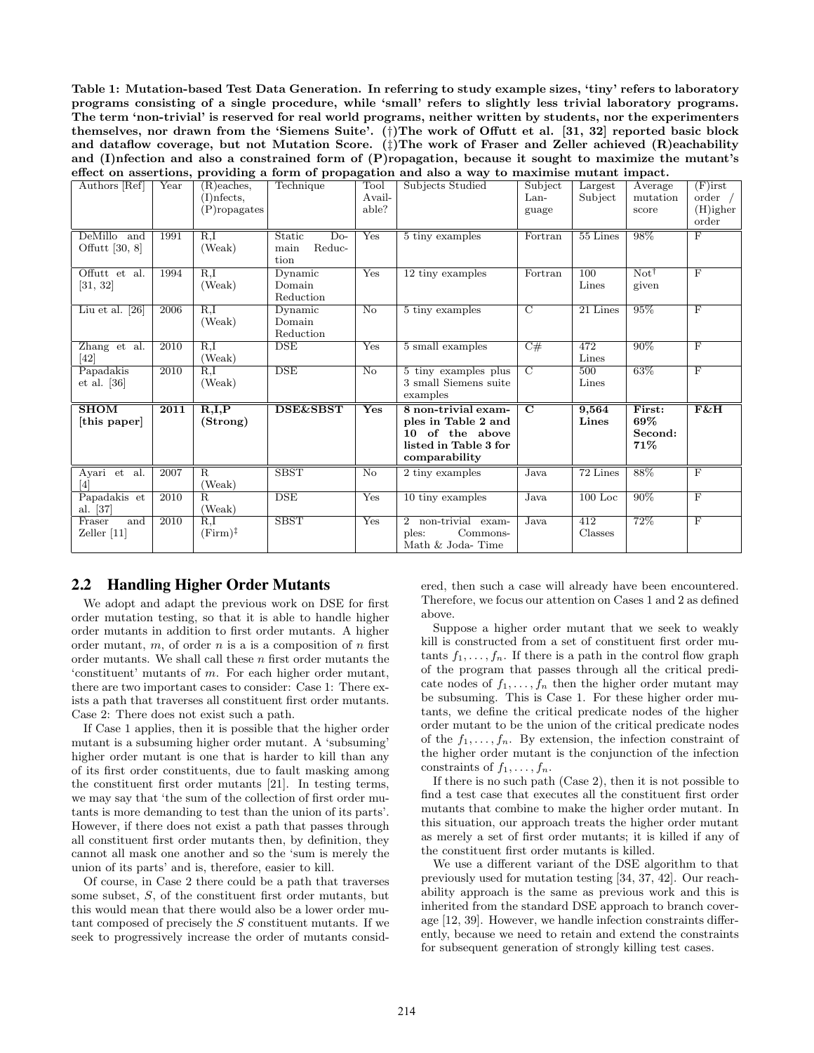**Table 1: Mutation-based Test Data Generation. In referring to study example sizes, 'tiny' refers to laboratory programs consisting of a single procedure, while 'small' refers to slightly less trivial laboratory programs. The term 'non-trivial' is reserved for real world programs, neither written by students, nor the experimenters themselves, nor drawn from the 'Siemens Suite'. (†)The work of Offutt et al. [31, 32] reported basic block and dataflow coverage, but not Mutation Score. (‡)The work of Fraser and Zeller achieved (R)eachability and (I)nfection and also a constrained form of (P)ropagation, because it sought to maximize the mutant's effect on assertions, providing a form of propagation and also a way to maximise mutant impact.**

| Authors [Ref] | Year | (R)eaches, (I)nfects, (P)ropagates | Technique | Tool Available? | Subjects Studied | Subject Language | Largest Subject | Average mutation score | (F)irst order / (H)igher order |
|---|---|---|---|---|---|---|---|---|---|
| DeMillo and Offutt [30, 8] | 1991 | R,I (Weak) | Static Domain Reduction | Yes | 5 tiny examples | Fortran | 55 Lines | 98% | F |
| Offutt et al. [31, 32] | 1994 | R,I (Weak) | Dynamic Domain Reduction | Yes | 12 tiny examples | Fortran | 100 Lines | Not† given | F |
| Liu et al. [26] | 2006 | R,I (Weak) | Dynamic Domain Reduction | No | 5 tiny examples | C | 21 Lines | 95% | F |
| Zhang et al. [42] | 2010 | R,I (Weak) | DSE | Yes | 5 small examples | C# | 472 Lines | 90% | F |
| Papadakis et al. [36] | 2010 | R,I (Weak) | DSE | No | 5 tiny examples plus 3 small Siemens suite examples | C | 500 Lines | 63% | F |
| **SHOM [this paper]** | **2011** | **R,I,P (Strong)** | **DSE&SBST** | **Yes** | **8 non-trivial examples in Table 2 and 10 of the above listed in Table 3 for comparability** | **C** | **9,564 Lines** | **First: 69% Second: 71%** | **F&H** |
| Ayari et al. [4] | 2007 | R (Weak) | SBST | No | 2 tiny examples | Java | 72 Lines | 88% | F |
| Papadakis et al. [37] | 2010 | R (Weak) | DSE | Yes | 10 tiny examples | Java | 100 Loc | 90% | F |
| Fraser and Zeller [11] | 2010 | R,I (Firm)‡ | SBST | Yes | 2 non-trivial examples: Commons-Math & Joda- Time | Java | 412 Classes | 72% | F |

## 2.2 Handling Higher Order Mutants

We adopt and adapt the previous work on DSE for first order mutation testing, so that it is able to handle higher order mutants in addition to first order mutants. A higher order mutant, $m$, of order $n$ is a is a composition of $n$ first order mutants. We shall call these $n$ first order mutants the 'constituent' mutants of $m$. For each higher order mutant, there are two important cases to consider: Case 1: There exists a path that traverses all constituent first order mutants. Case 2: There does not exist such a path.

If Case 1 applies, then it is possible that the higher order mutant is a subsuming higher order mutant. A 'subsuming' higher order mutant is one that is harder to kill than any of its first order constituents, due to fault masking among the constituent first order mutants [21]. In testing terms, we may say that 'the sum of the collection of first order mutants is more demanding to test than the union of its parts'. However, if there does not exist a path that passes through all constituent first order mutants then, by definition, they cannot all mask one another and so the 'sum is merely the union of its parts' and is, therefore, easier to kill.

Of course, in Case 2 there could be a path that traverses some subset, $S$, of the constituent first order mutants, but this would mean that there would also be a lower order mutant composed of precisely the $S$ constituent mutants. If we seek to progressively increase the order of mutants considered, then such a case will already have been encountered. Therefore, we focus our attention on Cases 1 and 2 as defined above.

Suppose a higher order mutant that we seek to weakly kill is constructed from a set of constituent first order mutants $f_1, \ldots, f_n$. If there is a path in the control flow graph of the program that passes through all the critical predicate nodes of $f_1, \ldots, f_n$ then the higher order mutant may be subsuming. This is Case 1. For these higher order mutants, we define the critical predicate nodes of the higher order mutant to be the union of the critical predicate nodes of the $f_1, \ldots, f_n$. By extension, the infection constraint of the higher order mutant is the conjunction of the infection constraints of $f_1, \ldots, f_n$.

If there is no such path (Case 2), then it is not possible to find a test case that executes all the constituent first order mutants that combine to make the higher order mutant. In this situation, our approach treats the higher order mutant as merely a set of first order mutants; it is killed if any of the constituent first order mutants is killed.

We use a different variant of the DSE algorithm to that previously used for mutation testing [34, 37, 42]. Our reachability approach is the same as previous work and this is inherited from the standard DSE approach to branch coverage [12, 39]. However, we handle infection constraints differently, because we need to retain and extend the constraints for subsequent generation of strongly killing test cases.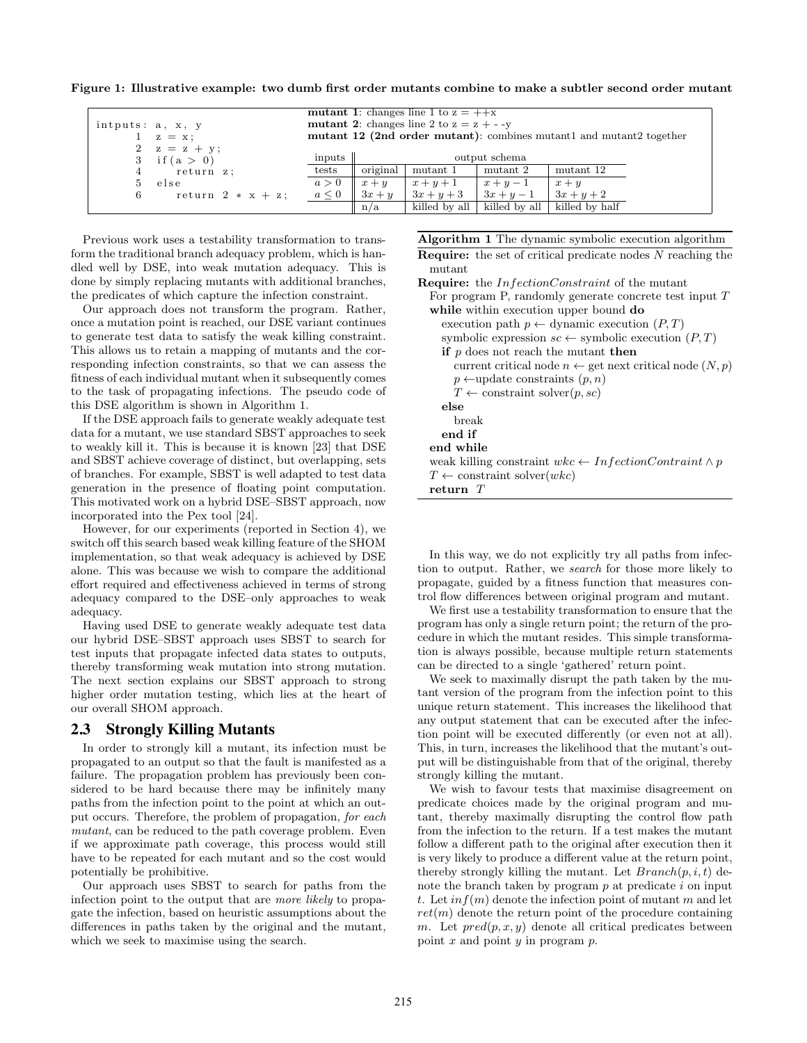**Figure 1: Illustrative example: two dumb first order mutants combine to make a subtler second order mutant**

```
intputs: a, x, y
    1  z = x;
    2  z = z + y;
    3  if(a > 0)
    4     return z;
    5  else
    6     return 2 * x + z;
```

**mutant 1**: changes line 1 to z = ++x
**mutant 2**: changes line 2 to z = z + - -y
**mutant 12 (2nd order mutant)**: combines mutant1 and mutant2 together

| inputs | output schema | | | |
|---|---|---|---|---|
| tests | original | mutant 1 | mutant 2 | mutant 12 |
| $a > 0$ | $x + y$ | $x + y + 1$ | $x + y - 1$ | $x + y$ |
| $a \leq 0$ | $3x + y$ | $3x + y + 3$ | $3x + y - 1$ | $3x + y + 2$ |
| | n/a | killed by all | killed by all | killed by half |

Previous work uses a testability transformation to transform the traditional branch adequacy problem, which is handled well by DSE, into weak mutation adequacy. This is done by simply replacing mutants with additional branches, the predicates of which capture the infection constraint.

Our approach does not transform the program. Rather, once a mutation point is reached, our DSE variant continues to generate test data to satisfy the weak killing constraint. This allows us to retain a mapping of mutants and the corresponding infection constraints, so that we can assess the fitness of each individual mutant when it subsequently comes to the task of propagating infections. The pseudo code of this DSE algorithm is shown in Algorithm 1.

If the DSE approach fails to generate weakly adequate test data for a mutant, we use standard SBST approaches to seek to weakly kill it. This is because it is known [23] that DSE and SBST achieve coverage of distinct, but overlapping, sets of branches. For example, SBST is well adapted to test data generation in the presence of floating point computation. This motivated work on a hybrid DSE–SBST approach, now incorporated into the Pex tool [24].

However, for our experiments (reported in Section 4), we switch off this search based weak killing feature of the SHOM implementation, so that weak adequacy is achieved by DSE alone. This was because we wish to compare the additional effort required and effectiveness achieved in terms of strong adequacy compared to the DSE–only approaches to weak adequacy.

Having used DSE to generate weakly adequate test data our hybrid DSE–SBST approach uses SBST to search for test inputs that propagate infected data states to outputs, thereby transforming weak mutation into strong mutation. The next section explains our SBST approach to strong higher order mutation testing, which lies at the heart of our overall SHOM approach.

## 2.3 Strongly Killing Mutants

In order to strongly kill a mutant, its infection must be propagated to an output so that the fault is manifested as a failure. The propagation problem has previously been considered to be hard because there may be infinitely many paths from the infection point to the point at which an output occurs. Therefore, the problem of propagation, *for each mutant*, can be reduced to the path coverage problem. Even if we approximate path coverage, this process would still have to be repeated for each mutant and so the cost would potentially be prohibitive.

Our approach uses SBST to search for paths from the infection point to the output that are *more likely* to propagate the infection, based on heuristic assumptions about the differences in paths taken by the original and the mutant, which we seek to maximise using the search.

**Algorithm 1** The dynamic symbolic execution algorithm

**Require:** the set of critical predicate nodes $N$ reaching the mutant
**Require:** the $InfectionConstraint$ of the mutant
For program P, randomly generate concrete test input $T$
**while** within execution upper bound **do**
  execution path $p \leftarrow$ dynamic execution $(P, T)$
  symbolic expression $sc \leftarrow$ symbolic execution $(P, T)$
  **if** $p$ does not reach the mutant **then**
    current critical node $n \leftarrow$ get next critical node $(N, p)$
    $p \leftarrow$update constraints $(p, n)$
    $T \leftarrow$ constraint solver$(p, sc)$
  **else**
    break
  **end if**
**end while**
weak killing constraint $wkc \leftarrow InfectionContraint \wedge p$
$T \leftarrow$ constraint solver$(wkc)$
**return** $T$

In this way, we do not explicitly try all paths from infection to output. Rather, we *search* for those more likely to propagate, guided by a fitness function that measures control flow differences between original program and mutant.

We first use a testability transformation to ensure that the program has only a single return point; the return of the procedure in which the mutant resides. This simple transformation is always possible, because multiple return statements can be directed to a single 'gathered' return point.

We seek to maximally disrupt the path taken by the mutant version of the program from the infection point to this unique return statement. This increases the likelihood that any output statement that can be executed after the infection point will be executed differently (or even not at all). This, in turn, increases the likelihood that the mutant's output will be distinguishable from that of the original, thereby strongly killing the mutant.

We wish to favour tests that maximise disagreement on predicate choices made by the original program and mutant, thereby maximally disrupting the control flow path from the infection to the return. If a test makes the mutant follow a different path to the original after execution then it is very likely to produce a different value at the return point, thereby strongly killing the mutant. Let $Branch(p, i, t)$ denote the branch taken by program $p$ at predicate $i$ on input $t$. Let $inf(m)$ denote the infection point of mutant $m$ and let $ret(m)$ denote the return point of the procedure containing $m$. Let $pred(p, x, y)$ denote all critical predicates between point $x$ and point $y$ in program $p$.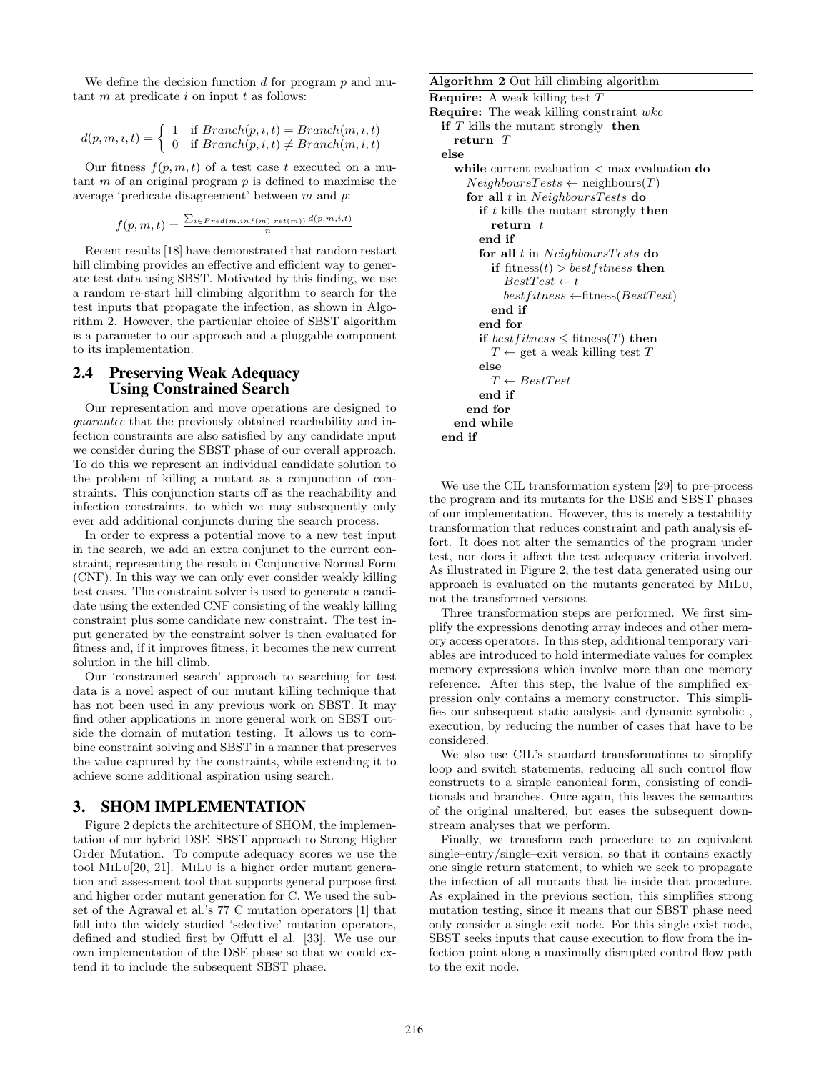We define the decision function $d$ for program $p$ and mutant $m$ at predicate $i$ on input $t$ as follows:

$$d(p, m, i, t) = \begin{cases} 1 & \text{if } Branch(p, i, t) = Branch(m, i, t) \\ 0 & \text{if } Branch(p, i, t) \neq Branch(m, i, t) \end{cases}$$

Our fitness $f(p, m, t)$ of a test case $t$ executed on a mutant $m$ of an original program $p$ is defined to maximise the average 'predicate disagreement' between $m$ and $p$:

$$f(p, m, t) = \frac{\sum_{i \in Pred(m, inf(m), ret(m))} d(p, m, i, t)}{n}$$

Recent results [18] have demonstrated that random restart hill climbing provides an effective and efficient way to generate test data using SBST. Motivated by this finding, we use a random re-start hill climbing algorithm to search for the test inputs that propagate the infection, as shown in Algorithm 2. However, the particular choice of SBST algorithm is a parameter to our approach and a pluggable component to its implementation.

## 2.4 Preserving Weak Adequacy Using Constrained Search

Our representation and move operations are designed to *guarantee* that the previously obtained reachability and infection constraints are also satisfied by any candidate input we consider during the SBST phase of our overall approach. To do this we represent an individual candidate solution to the problem of killing a mutant as a conjunction of constraints. This conjunction starts off as the reachability and infection constraints, to which we may subsequently only ever add additional conjuncts during the search process.

In order to express a potential move to a new test input in the search, we add an extra conjunct to the current constraint, representing the result in Conjunctive Normal Form (CNF). In this way we can only ever consider weakly killing test cases. The constraint solver is used to generate a candidate using the extended CNF consisting of the weakly killing constraint plus some candidate new constraint. The test input generated by the constraint solver is then evaluated for fitness and, if it improves fitness, it becomes the new current solution in the hill climb.

Our 'constrained search' approach to searching for test data is a novel aspect of our mutant killing technique that has not been used in any previous work on SBST. It may find other applications in more general work on SBST outside the domain of mutation testing. It allows us to combine constraint solving and SBST in a manner that preserves the value captured by the constraints, while extending it to achieve some additional aspiration using search.

**Algorithm 2** Out hill climbing algorithm

```
Require: A weak killing test T
Require: The weak killing constraint wkc
  if T kills the mutant strongly then
    return T
  else
    while current evaluation < max evaluation do
      NeighboursTests ← neighbours(T)
      for all t in NeighboursTests do
        if t kills the mutant strongly then
          return t
        end if
        for all t in NeighboursTests do
          if fitness(t) > bestfitness then
            BestTest ← t
            bestfitness ← fitness(BestTest)
          end if
        end for
        if bestfitness ≤ fitness(T) then
          T ← get a weak killing test T
        else
          T ← BestTest
        end if
      end for
    end while
  end if
```

# 3. SHOM IMPLEMENTATION

Figure 2 depicts the architecture of SHOM, the implementation of our hybrid DSE–SBST approach to Strong Higher Order Mutation. To compute adequacy scores we use the tool MiLu[20, 21]. MiLu is a higher order mutant generation and assessment tool that supports general purpose first and higher order mutant generation for C. We used the subset of the Agrawal et al.'s 77 C mutation operators [1] that fall into the widely studied 'selective' mutation operators, defined and studied first by Offutt el al. [33]. We use our own implementation of the DSE phase so that we could extend it to include the subsequent SBST phase.

We use the CIL transformation system [29] to pre-process the program and its mutants for the DSE and SBST phases of our implementation. However, this is merely a testability transformation that reduces constraint and path analysis effort. It does not alter the semantics of the program under test, nor does it affect the test adequacy criteria involved. As illustrated in Figure 2, the test data generated using our approach is evaluated on the mutants generated by MiLu, not the transformed versions.

Three transformation steps are performed. We first simplify the expressions denoting array indeces and other memory access operators. In this step, additional temporary variables are introduced to hold intermediate values for complex memory expressions which involve more than one memory reference. After this step, the lvalue of the simplified expression only contains a memory constructor. This simplifies our subsequent static analysis and dynamic symbolic , execution, by reducing the number of cases that have to be considered.

We also use CIL's standard transformations to simplify loop and switch statements, reducing all such control flow constructs to a simple canonical form, consisting of conditionals and branches. Once again, this leaves the semantics of the original unaltered, but eases the subsequent downstream analyses that we perform.

Finally, we transform each procedure to an equivalent single–entry/single–exit version, so that it contains exactly one single return statement, to which we seek to propagate the infection of all mutants that lie inside that procedure. As explained in the previous section, this simplifies strong mutation testing, since it means that our SBST phase need only consider a single exit node. For this single exist node, SBST seeks inputs that cause execution to flow from the infection point along a maximally disrupted control flow path to the exit node.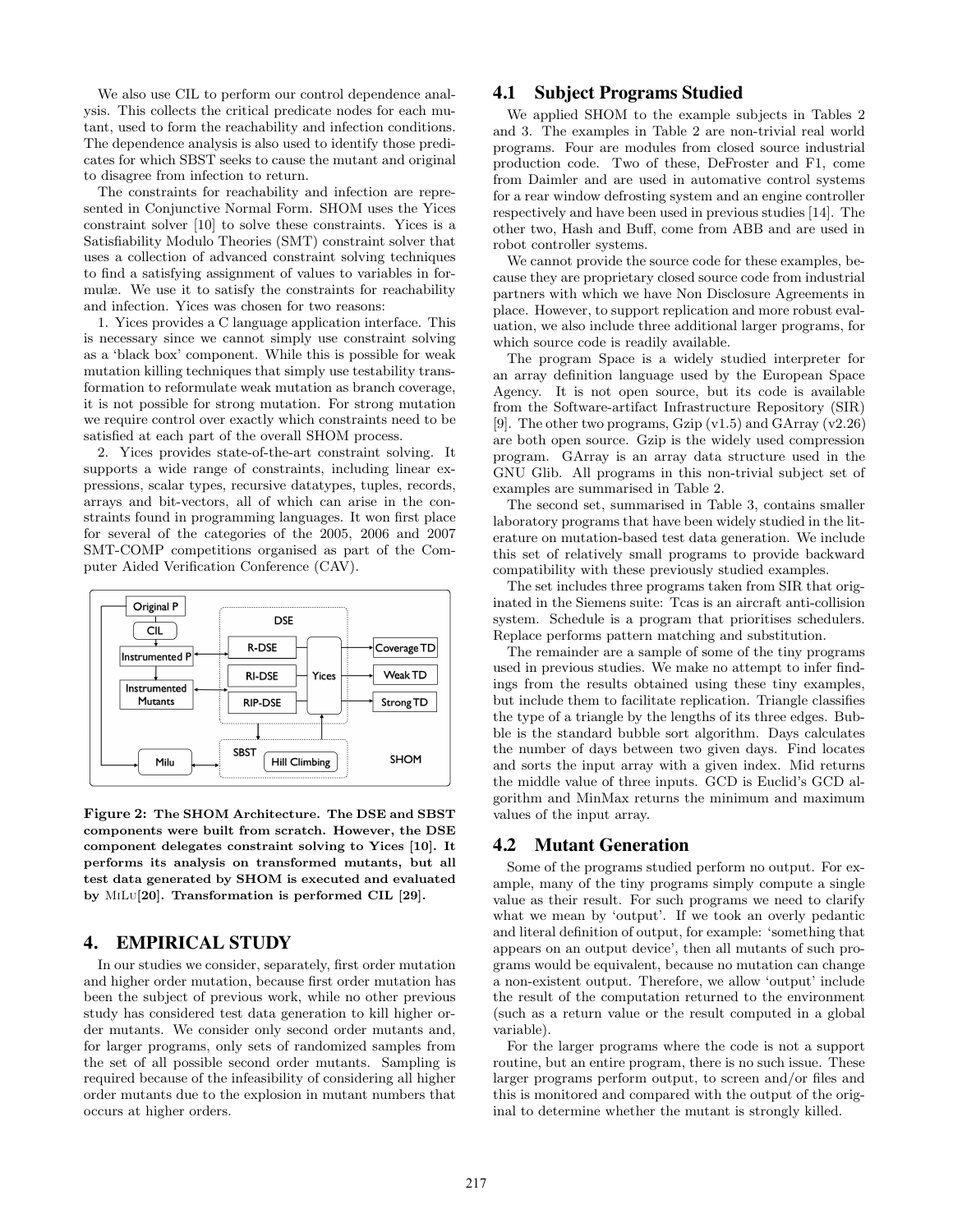We also use CIL to perform our control dependence analysis. This collects the critical predicate nodes for each mutant, used to form the reachability and infection conditions. The dependence analysis is also used to identify those predicates for which SBST seeks to cause the mutant and original to disagree from infection to return.

The constraints for reachability and infection are represented in Conjunctive Normal Form. SHOM uses the Yices constraint solver [10] to solve these constraints. Yices is a Satisfiability Modulo Theories (SMT) constraint solver that uses a collection of advanced constraint solving techniques to find a satisfying assignment of values to variables in formulæ. We use it to satisfy the constraints for reachability and infection. Yices was chosen for two reasons:

1. Yices provides a C language application interface. This is necessary since we cannot simply use constraint solving as a 'black box' component. While this is possible for weak mutation killing techniques that simply use testability transformation to reformulate weak mutation as branch coverage, it is not possible for strong mutation. For strong mutation we require control over exactly which constraints need to be satisfied at each part of the overall SHOM process.

2. Yices provides state-of-the-art constraint solving. It supports a wide range of constraints, including linear expressions, scalar types, recursive datatypes, tuples, records, arrays and bit-vectors, all of which can arise in the constraints found in programming languages. It won first place for several of the categories of the 2005, 2006 and 2007 SMT-COMP competitions organised as part of the Computer Aided Verification Conference (CAV).

Original P
CIL
Instrumented P
Instrumented Mutants
Milu
DSE
R-DSE
RI-DSE
RIP-DSE
Yices
Coverage TD
Weak TD
Strong TD
SBST
Hill Climbing
SHOM

**Figure 2: The SHOM Architecture. The DSE and SBST components were built from scratch. However, the DSE component delegates constraint solving to Yices [10]. It performs its analysis on transformed mutants, but all test data generated by SHOM is executed and evaluated by MiLu[20]. Transformation is performed CIL [29].**

# 4. EMPIRICAL STUDY

In our studies we consider, separately, first order mutation and higher order mutation, because first order mutation has been the subject of previous work, while no other previous study has considered test data generation to kill higher order mutants. We consider only second order mutants and, for larger programs, only sets of randomized samples from the set of all possible second order mutants. Sampling is required because of the infeasibility of considering all higher order mutants due to the explosion in mutant numbers that occurs at higher orders.

## 4.1 Subject Programs Studied

We applied SHOM to the example subjects in Tables 2 and 3. The examples in Table 2 are non-trivial real world programs. Four are modules from closed source industrial production code. Two of these, DeFroster and F1, come from Daimler and are used in automative control systems for a rear window defrosting system and an engine controller respectively and have been used in previous studies [14]. The other two, Hash and Buff, come from ABB and are used in robot controller systems.

We cannot provide the source code for these examples, because they are proprietary closed source code from industrial partners with which we have Non Disclosure Agreements in place. However, to support replication and more robust evaluation, we also include three additional larger programs, for which source code is readily available.

The program Space is a widely studied interpreter for an array definition language used by the European Space Agency. It is not open source, but its code is available from the Software-artifact Infrastructure Repository (SIR) [9]. The other two programs, Gzip (v1.5) and GArray (v2.26) are both open source. Gzip is the widely used compression program. GArray is an array data structure used in the GNU Glib. All programs in this non-trivial subject set of examples are summarised in Table 2.

The second set, summarised in Table 3, contains smaller laboratory programs that have been widely studied in the literature on mutation-based test data generation. We include this set of relatively small programs to provide backward compatibility with these previously studied examples.

The set includes three programs taken from SIR that originated in the Siemens suite: Tcas is an aircraft anti-collision system. Schedule is a program that prioritises schedulers. Replace performs pattern matching and substitution.

The remainder are a sample of some of the tiny programs used in previous studies. We make no attempt to infer findings from the results obtained using these tiny examples, but include them to facilitate replication. Triangle classifies the type of a triangle by the lengths of its three edges. Bubble is the standard bubble sort algorithm. Days calculates the number of days between two given days. Find locates and sorts the input array with a given index. Mid returns the middle value of three inputs. GCD is Euclid's GCD algorithm and MinMax returns the minimum and maximum values of the input array.

## 4.2 Mutant Generation

Some of the programs studied perform no output. For example, many of the tiny programs simply compute a single value as their result. For such programs we need to clarify what we mean by 'output'. If we took an overly pedantic and literal definition of output, for example: 'something that appears on an output device', then all mutants of such programs would be equivalent, because no mutation can change a non-existent output. Therefore, we allow 'output' include the result of the computation returned to the environment (such as a return value or the result computed in a global variable).

For the larger programs where the code is not a support routine, but an entire program, there is no such issue. These larger programs perform output, to screen and/or files and this is monitored and compared with the output of the original to determine whether the mutant is strongly killed.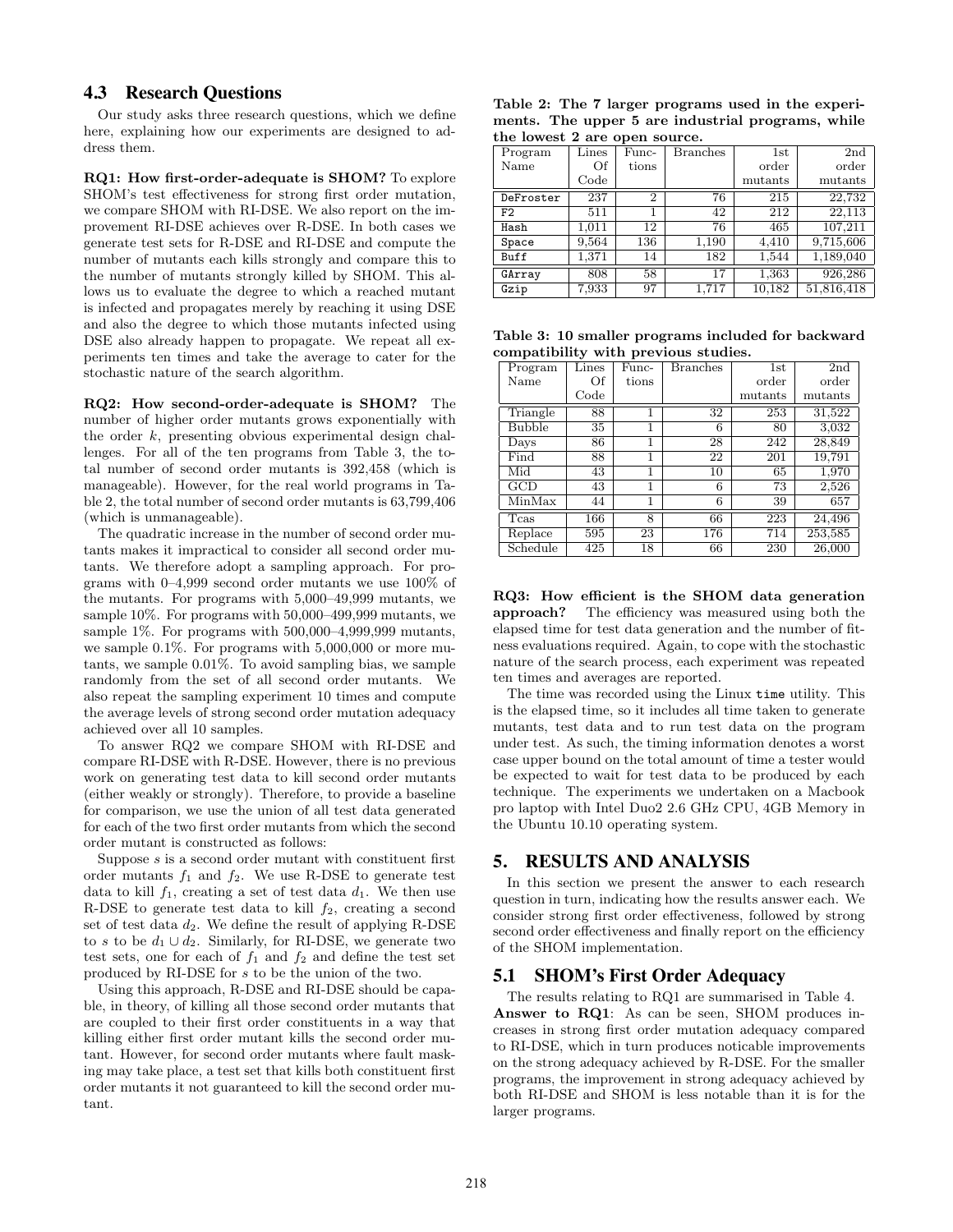### 4.3 Research Questions

Our study asks three research questions, which we define here, explaining how our experiments are designed to address them.

**RQ1: How first-order-adequate is SHOM?** To explore SHOM's test effectiveness for strong first order mutation, we compare SHOM with RI-DSE. We also report on the improvement RI-DSE achieves over R-DSE. In both cases we generate test sets for R-DSE and RI-DSE and compute the number of mutants each kills strongly and compare this to the number of mutants strongly killed by SHOM. This allows us to evaluate the degree to which a reached mutant is infected and propagates merely by reaching it using DSE and also the degree to which those mutants infected using DSE also already happen to propagate. We repeat all experiments ten times and take the average to cater for the stochastic nature of the search algorithm.

**RQ2: How second-order-adequate is SHOM?** The number of higher order mutants grows exponentially with the order $k$, presenting obvious experimental design challenges. For all of the ten programs from Table 3, the total number of second order mutants is 392,458 (which is manageable). However, for the real world programs in Table 2, the total number of second order mutants is 63,799,406 (which is unmanageable).

The quadratic increase in the number of second order mutants makes it impractical to consider all second order mutants. We therefore adopt a sampling approach. For programs with 0–4,999 second order mutants we use 100% of the mutants. For programs with 5,000–49,999 mutants, we sample 10%. For programs with 50,000–499,999 mutants, we sample 1%. For programs with 500,000–4,999,999 mutants, we sample 0.1%. For programs with 5,000,000 or more mutants, we sample 0.01%. To avoid sampling bias, we sample randomly from the set of all second order mutants. We also repeat the sampling experiment 10 times and compute the average levels of strong second order mutation adequacy achieved over all 10 samples.

To answer RQ2 we compare SHOM with RI-DSE and compare RI-DSE with R-DSE. However, there is no previous work on generating test data to kill second order mutants (either weakly or strongly). Therefore, to provide a baseline for comparison, we use the union of all test data generated for each of the two first order mutants from which the second order mutant is constructed as follows:

Suppose $s$ is a second order mutant with constituent first order mutants $f_1$ and $f_2$. We use R-DSE to generate test data to kill $f_1$, creating a set of test data $d_1$. We then use R-DSE to generate test data to kill $f_2$, creating a second set of test data $d_2$. We define the result of applying R-DSE to $s$ to be $d_1 \cup d_2$. Similarly, for RI-DSE, we generate two test sets, one for each of $f_1$ and $f_2$ and define the test set produced by RI-DSE for $s$ to be the union of the two.

Using this approach, R-DSE and RI-DSE should be capable, in theory, of killing all those second order mutants that are coupled to their first order constituents in a way that killing either first order mutant kills the second order mutant. However, for second order mutants where fault masking may take place, a test set that kills both constituent first order mutants it not guaranteed to kill the second order mutant.

**Table 2: The 7 larger programs used in the experiments. The upper 5 are industrial programs, while the lowest 2 are open source.**

| Program Name | Lines Of Code | Functions | Branches | 1st order mutants | 2nd order mutants |
|---|---|---|---|---|---|
| DeFroster | 237 | 2 | 76 | 215 | 22,732 |
| F2 | 511 | 1 | 42 | 212 | 22,113 |
| Hash | 1,011 | 12 | 76 | 465 | 107,211 |
| Space | 9,564 | 136 | 1,190 | 4,410 | 9,715,606 |
| Buff | 1,371 | 14 | 182 | 1,544 | 1,189,040 |
| GArray | 808 | 58 | 17 | 1,363 | 926,286 |
| Gzip | 7,933 | 97 | 1,717 | 10,182 | 51,816,418 |

**Table 3: 10 smaller programs included for backward compatibility with previous studies.**

| Program Name | Lines Of Code | Functions | Branches | 1st order mutants | 2nd order mutants |
|---|---|---|---|---|---|
| Triangle | 88 | 1 | 32 | 253 | 31,522 |
| Bubble | 35 | 1 | 6 | 80 | 3,032 |
| Days | 86 | 1 | 28 | 242 | 28,849 |
| Find | 88 | 1 | 22 | 201 | 19,791 |
| Mid | 43 | 1 | 10 | 65 | 1,970 |
| GCD | 43 | 1 | 6 | 73 | 2,526 |
| MinMax | 44 | 1 | 6 | 39 | 657 |
| Tcas | 166 | 8 | 66 | 223 | 24,496 |
| Replace | 595 | 23 | 176 | 714 | 253,585 |
| Schedule | 425 | 18 | 66 | 230 | 26,000 |

**RQ3: How efficient is the SHOM data generation approach?** The efficiency was measured using both the elapsed time for test data generation and the number of fitness evaluations required. Again, to cope with the stochastic nature of the search process, each experiment was repeated ten times and averages are reported.

The time was recorded using the Linux `time` utility. This is the elapsed time, so it includes all time taken to generate mutants, test data and to run test data on the program under test. As such, the timing information denotes a worst case upper bound on the total amount of time a tester would be expected to wait for test data to be produced by each technique. The experiments we undertaken on a Macbook pro laptop with Intel Duo2 2.6 GHz CPU, 4GB Memory in the Ubuntu 10.10 operating system.

## 5. RESULTS AND ANALYSIS

In this section we present the answer to each research question in turn, indicating how the results answer each. We consider strong first order effectiveness, followed by strong second order effectiveness and finally report on the efficiency of the SHOM implementation.

### 5.1 SHOM's First Order Adequacy

The results relating to RQ1 are summarised in Table 4.

**Answer to RQ1**: As can be seen, SHOM produces increases in strong first order mutation adequacy compared to RI-DSE, which in turn produces noticable improvements on the strong adequacy achieved by R-DSE. For the smaller programs, the improvement in strong adequacy achieved by both RI-DSE and SHOM is less notable than it is for the larger programs.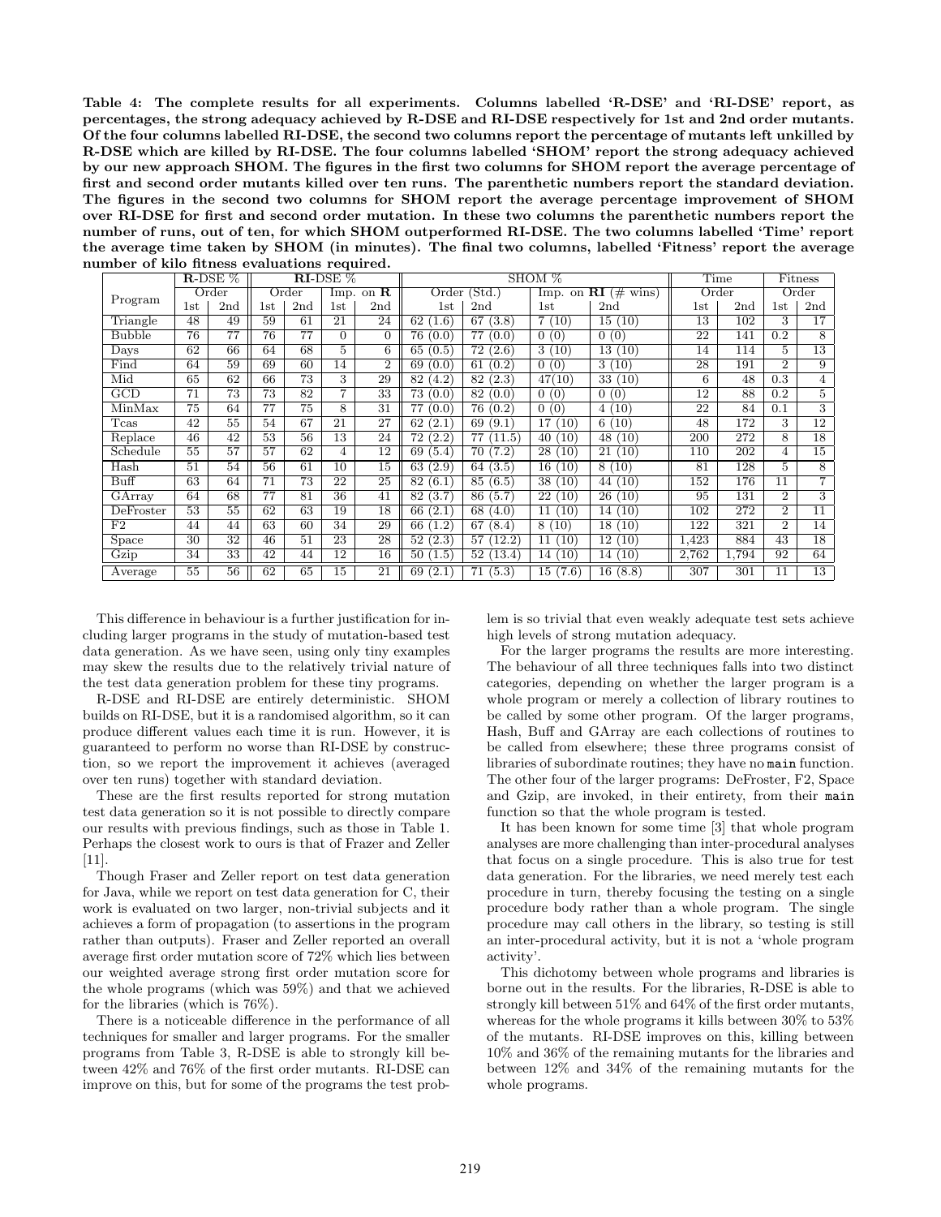**Table 4: The complete results for all experiments. Columns labelled 'R-DSE' and 'RI-DSE' report, as percentages, the strong adequacy achieved by R-DSE and RI-DSE respectively for 1st and 2nd order mutants. Of the four columns labelled RI-DSE, the second two columns report the percentage of mutants left unkilled by R-DSE which are killed by RI-DSE. The four columns labelled 'SHOM' report the strong adequacy achieved by our new approach SHOM. The figures in the first two columns for SHOM report the average percentage of first and second order mutants killed over ten runs. The parenthetic numbers report the standard deviation. The figures in the second two columns for SHOM report the average percentage improvement of SHOM over RI-DSE for first and second order mutation. In these two columns the parenthetic numbers report the number of runs, out of ten, for which SHOM outperformed RI-DSE. The two columns labelled 'Time' report the average time taken by SHOM (in minutes). The final two columns, labelled 'Fitness' report the average number of kilo fitness evaluations required.**

| Program | **R**-DSE % | | **RI**-DSE % | | | | SHOM % | | | | Time | | Fitness | |
|---|---|---|---|---|---|---|---|---|---|---|---|---|---|---|
| | Order | | Order | | Imp. on **R** | | Order (Std.) | | Imp. on **RI** (# wins) | | Order | | Order | |
| | 1st | 2nd | 1st | 2nd | 1st | 2nd | 1st | 2nd | 1st | 2nd | 1st | 2nd | 1st | 2nd |
| Triangle | 48 | 49 | 59 | 61 | 21 | 24 | 62 (1.6) | 67 (3.8) | 7 (10) | 15 (10) | 13 | 102 | 3 | 17 |
| Bubble | 76 | 77 | 76 | 77 | 0 | 0 | 76 (0.0) | 77 (0.0) | 0 (0) | 0 (0) | 22 | 141 | 0.2 | 8 |
| Days | 62 | 66 | 64 | 68 | 5 | 6 | 65 (0.5) | 72 (2.6) | 3 (10) | 13 (10) | 14 | 114 | 5 | 13 |
| Find | 64 | 59 | 69 | 60 | 14 | 2 | 69 (0.0) | 61 (0.2) | 0 (0) | 3 (10) | 28 | 191 | 2 | 9 |
| Mid | 65 | 62 | 66 | 73 | 3 | 29 | 82 (4.2) | 82 (2.3) | 47(10) | 33 (10) | 6 | 48 | 0.3 | 4 |
| GCD | 71 | 73 | 73 | 82 | 7 | 33 | 73 (0.0) | 82 (0.0) | 0 (0) | 0 (0) | 12 | 88 | 0.2 | 5 |
| MinMax | 75 | 64 | 77 | 75 | 8 | 31 | 77 (0.0) | 76 (0.2) | 0 (0) | 4 (10) | 22 | 84 | 0.1 | 3 |
| Tcas | 42 | 55 | 54 | 67 | 21 | 27 | 62 (2.1) | 69 (9.1) | 17 (10) | 6 (10) | 48 | 172 | 3 | 12 |
| Replace | 46 | 42 | 53 | 56 | 13 | 24 | 72 (2.2) | 77 (11.5) | 40 (10) | 48 (10) | 200 | 272 | 8 | 18 |
| Schedule | 55 | 57 | 57 | 62 | 4 | 12 | 69 (5.4) | 70 (7.2) | 28 (10) | 21 (10) | 110 | 202 | 4 | 15 |
| Hash | 51 | 54 | 56 | 61 | 10 | 15 | 63 (2.9) | 64 (3.5) | 16 (10) | 8 (10) | 81 | 128 | 5 | 8 |
| Buff | 63 | 64 | 71 | 73 | 22 | 25 | 82 (6.1) | 85 (6.5) | 38 (10) | 44 (10) | 152 | 176 | 11 | 7 |
| GArray | 64 | 68 | 77 | 81 | 36 | 41 | 82 (3.7) | 86 (5.7) | 22 (10) | 26 (10) | 95 | 131 | 2 | 3 |
| DeFroster | 53 | 55 | 62 | 63 | 19 | 18 | 66 (2.1) | 68 (4.0) | 11 (10) | 14 (10) | 102 | 272 | 2 | 11 |
| F2 | 44 | 44 | 63 | 60 | 34 | 29 | 66 (1.2) | 67 (8.4) | 8 (10) | 18 (10) | 122 | 321 | 2 | 14 |
| Space | 30 | 32 | 46 | 51 | 23 | 28 | 52 (2.3) | 57 (12.2) | 11 (10) | 12 (10) | 1,423 | 884 | 43 | 18 |
| Gzip | 34 | 33 | 42 | 44 | 12 | 16 | 50 (1.5) | 52 (13.4) | 14 (10) | 14 (10) | 2,762 | 1,794 | 92 | 64 |
| Average | 55 | 56 | 62 | 65 | 15 | 21 | 69 (2.1) | 71 (5.3) | 15 (7.6) | 16 (8.8) | 307 | 301 | 11 | 13 |

This difference in behaviour is a further justification for including larger programs in the study of mutation-based test data generation. As we have seen, using only tiny examples may skew the results due to the relatively trivial nature of the test data generation problem for these tiny programs.

R-DSE and RI-DSE are entirely deterministic. SHOM builds on RI-DSE, but it is a randomised algorithm, so it can produce different values each time it is run. However, it is guaranteed to perform no worse than RI-DSE by construction, so we report the improvement it achieves (averaged over ten runs) together with standard deviation.

These are the first results reported for strong mutation test data generation so it is not possible to directly compare our results with previous findings, such as those in Table 1. Perhaps the closest work to ours is that of Frazer and Zeller [11].

Though Fraser and Zeller report on test data generation for Java, while we report on test data generation for C, their work is evaluated on two larger, non-trivial subjects and it achieves a form of propagation (to assertions in the program rather than outputs). Fraser and Zeller reported an overall average first order mutation score of 72% which lies between our weighted average strong first order mutation score for the whole programs (which was 59%) and that we achieved for the libraries (which is 76%).

There is a noticeable difference in the performance of all techniques for smaller and larger programs. For the smaller programs from Table 3, R-DSE is able to strongly kill between 42% and 76% of the first order mutants. RI-DSE can improve on this, but for some of the programs the test problem is so trivial that even weakly adequate test sets achieve high levels of strong mutation adequacy.

For the larger programs the results are more interesting. The behaviour of all three techniques falls into two distinct categories, depending on whether the larger program is a whole program or merely a collection of library routines to be called by some other program. Of the larger programs, Hash, Buff and GArray are each collections of routines to be called from elsewhere; these three programs consist of libraries of subordinate routines; they have no `main` function. The other four of the larger programs: DeFroster, F2, Space and Gzip, are invoked, in their entirety, from their `main` function so that the whole program is tested.

It has been known for some time [3] that whole program analyses are more challenging than inter-procedural analyses that focus on a single procedure. This is also true for test data generation. For the libraries, we need merely test each procedure in turn, thereby focusing the testing on a single procedure body rather than a whole program. The single procedure may call others in the library, so testing is still an inter-procedural activity, but it is not a 'whole program activity'.

This dichotomy between whole programs and libraries is borne out in the results. For the libraries, R-DSE is able to strongly kill between 51% and 64% of the first order mutants, whereas for the whole programs it kills between 30% to 53% of the mutants. RI-DSE improves on this, killing between 10% and 36% of the remaining mutants for the libraries and between 12% and 34% of the remaining mutants for the whole programs.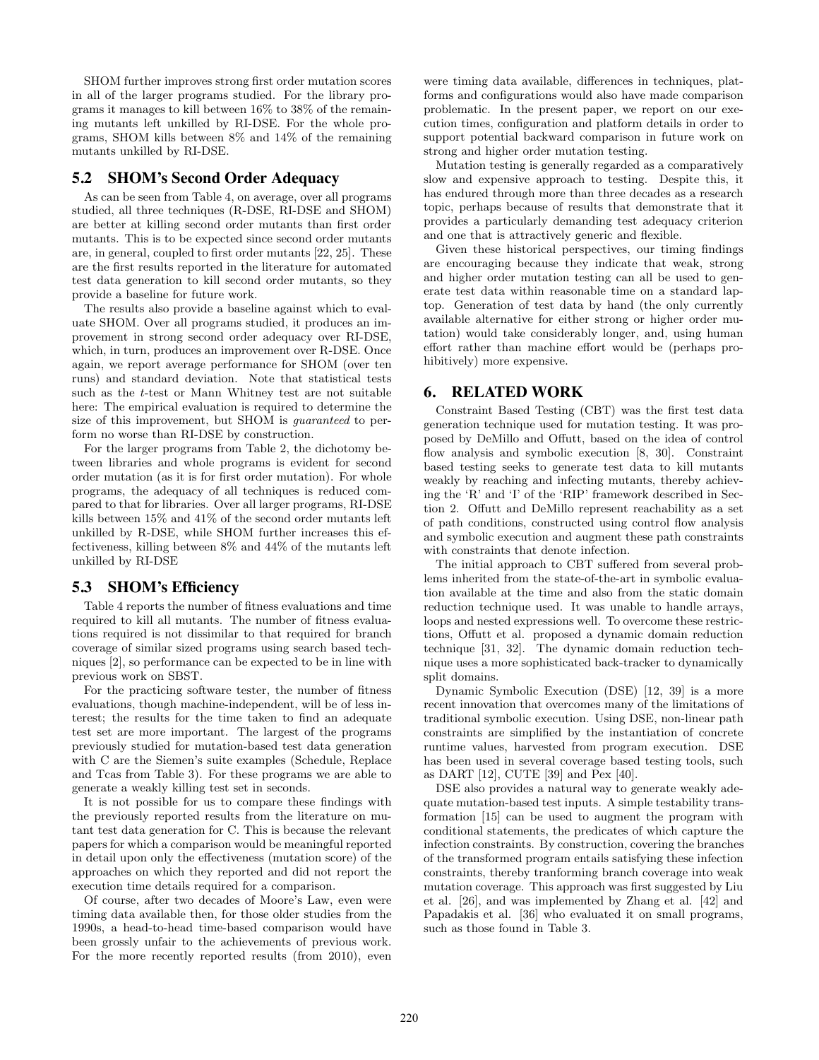SHOM further improves strong first order mutation scores in all of the larger programs studied. For the library programs it manages to kill between 16% to 38% of the remaining mutants left unkilled by RI-DSE. For the whole programs, SHOM kills between 8% and 14% of the remaining mutants unkilled by RI-DSE.

## 5.2 SHOM's Second Order Adequacy

As can be seen from Table 4, on average, over all programs studied, all three techniques (R-DSE, RI-DSE and SHOM) are better at killing second order mutants than first order mutants. This is to be expected since second order mutants are, in general, coupled to first order mutants [22, 25]. These are the first results reported in the literature for automated test data generation to kill second order mutants, so they provide a baseline for future work.

The results also provide a baseline against which to evaluate SHOM. Over all programs studied, it produces an improvement in strong second order adequacy over RI-DSE, which, in turn, produces an improvement over R-DSE. Once again, we report average performance for SHOM (over ten runs) and standard deviation. Note that statistical tests such as the *t*-test or Mann Whitney test are not suitable here: The empirical evaluation is required to determine the size of this improvement, but SHOM is *guaranteed* to perform no worse than RI-DSE by construction.

For the larger programs from Table 2, the dichotomy between libraries and whole programs is evident for second order mutation (as it is for first order mutation). For whole programs, the adequacy of all techniques is reduced compared to that for libraries. Over all larger programs, RI-DSE kills between 15% and 41% of the second order mutants left unkilled by R-DSE, while SHOM further increases this effectiveness, killing between 8% and 44% of the mutants left unkilled by RI-DSE

## 5.3 SHOM's Efficiency

Table 4 reports the number of fitness evaluations and time required to kill all mutants. The number of fitness evaluations required is not dissimilar to that required for branch coverage of similar sized programs using search based techniques [2], so performance can be expected to be in line with previous work on SBST.

For the practicing software tester, the number of fitness evaluations, though machine-independent, will be of less interest; the results for the time taken to find an adequate test set are more important. The largest of the programs previously studied for mutation-based test data generation with C are the Siemen's suite examples (Schedule, Replace and Tcas from Table 3). For these programs we are able to generate a weakly killing test set in seconds.

It is not possible for us to compare these findings with the previously reported results from the literature on mutant test data generation for C. This is because the relevant papers for which a comparison would be meaningful reported in detail upon only the effectiveness (mutation score) of the approaches on which they reported and did not report the execution time details required for a comparison.

Of course, after two decades of Moore's Law, even were timing data available then, for those older studies from the 1990s, a head-to-head time-based comparison would have been grossly unfair to the achievements of previous work. For the more recently reported results (from 2010), even were timing data available, differences in techniques, platforms and configurations would also have made comparison problematic. In the present paper, we report on our execution times, configuration and platform details in order to support potential backward comparison in future work on strong and higher order mutation testing.

Mutation testing is generally regarded as a comparatively slow and expensive approach to testing. Despite this, it has endured through more than three decades as a research topic, perhaps because of results that demonstrate that it provides a particularly demanding test adequacy criterion and one that is attractively generic and flexible.

Given these historical perspectives, our timing findings are encouraging because they indicate that weak, strong and higher order mutation testing can all be used to generate test data within reasonable time on a standard laptop. Generation of test data by hand (the only currently available alternative for either strong or higher order mutation) would take considerably longer, and, using human effort rather than machine effort would be (perhaps prohibitively) more expensive.

# 6. RELATED WORK

Constraint Based Testing (CBT) was the first test data generation technique used for mutation testing. It was proposed by DeMillo and Offutt, based on the idea of control flow analysis and symbolic execution [8, 30]. Constraint based testing seeks to generate test data to kill mutants weakly by reaching and infecting mutants, thereby achieving the 'R' and 'I' of the 'RIP' framework described in Section 2. Offutt and DeMillo represent reachability as a set of path conditions, constructed using control flow analysis and symbolic execution and augment these path constraints with constraints that denote infection.

The initial approach to CBT suffered from several problems inherited from the state-of-the-art in symbolic evaluation available at the time and also from the static domain reduction technique used. It was unable to handle arrays, loops and nested expressions well. To overcome these restrictions, Offutt et al. proposed a dynamic domain reduction technique [31, 32]. The dynamic domain reduction technique uses a more sophisticated back-tracker to dynamically split domains.

Dynamic Symbolic Execution (DSE) [12, 39] is a more recent innovation that overcomes many of the limitations of traditional symbolic execution. Using DSE, non-linear path constraints are simplified by the instantiation of concrete runtime values, harvested from program execution. DSE has been used in several coverage based testing tools, such as DART [12], CUTE [39] and Pex [40].

DSE also provides a natural way to generate weakly adequate mutation-based test inputs. A simple testability transformation [15] can be used to augment the program with conditional statements, the predicates of which capture the infection constraints. By construction, covering the branches of the transformed program entails satisfying these infection constraints, thereby tranforming branch coverage into weak mutation coverage. This approach was first suggested by Liu et al. [26], and was implemented by Zhang et al. [42] and Papadakis et al. [36] who evaluated it on small programs, such as those found in Table 3.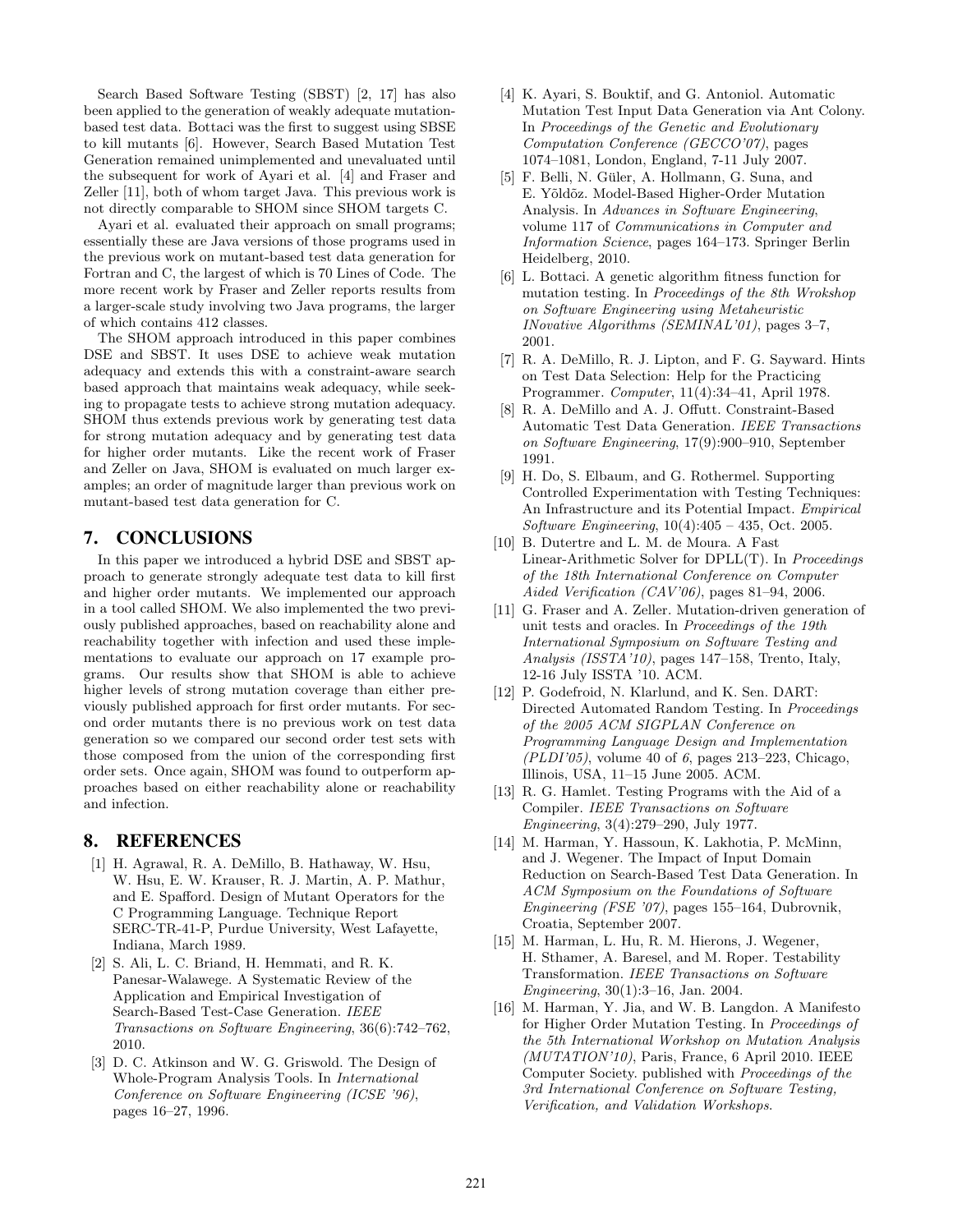Search Based Software Testing (SBST) [2, 17] has also been applied to the generation of weakly adequate mutation-based test data. Bottaci was the first to suggest using SBSE to kill mutants [6]. However, Search Based Mutation Test Generation remained unimplemented and unevaluated until the subsequent for work of Ayari et al. [4] and Fraser and Zeller [11], both of whom target Java. This previous work is not directly comparable to SHOM since SHOM targets C.

Ayari et al. evaluated their approach on small programs; essentially these are Java versions of those programs used in the previous work on mutant-based test data generation for Fortran and C, the largest of which is 70 Lines of Code. The more recent work by Fraser and Zeller reports results from a larger-scale study involving two Java programs, the larger of which contains 412 classes.

The SHOM approach introduced in this paper combines DSE and SBST. It uses DSE to achieve weak mutation adequacy and extends this with a constraint-aware search based approach that maintains weak adequacy, while seeking to propagate tests to achieve strong mutation adequacy. SHOM thus extends previous work by generating test data for strong mutation adequacy and by generating test data for higher order mutants. Like the recent work of Fraser and Zeller on Java, SHOM is evaluated on much larger examples; an order of magnitude larger than previous work on mutant-based test data generation for C.

## 7. CONCLUSIONS

In this paper we introduced a hybrid DSE and SBST approach to generate strongly adequate test data to kill first and higher order mutants. We implemented our approach in a tool called SHOM. We also implemented the two previously published approaches, based on reachability alone and reachability together with infection and used these implementations to evaluate our approach on 17 example programs. Our results show that SHOM is able to achieve higher levels of strong mutation coverage than either previously published approach for first order mutants. For second order mutants there is no previous work on test data generation so we compared our second order test sets with those composed from the union of the corresponding first order sets. Once again, SHOM was found to outperform approaches based on either reachability alone or reachability and infection.

## 8. REFERENCES

[1] H. Agrawal, R. A. DeMillo, B. Hathaway, W. Hsu, W. Hsu, E. W. Krauser, R. J. Martin, A. P. Mathur, and E. Spafford. Design of Mutant Operators for the C Programming Language. Technique Report SERC-TR-41-P, Purdue University, West Lafayette, Indiana, March 1989.

[2] S. Ali, L. C. Briand, H. Hemmati, and R. K. Panesar-Walawege. A Systematic Review of the Application and Empirical Investigation of Search-Based Test-Case Generation. *IEEE Transactions on Software Engineering*, 36(6):742–762, 2010.

[3] D. C. Atkinson and W. G. Griswold. The Design of Whole-Program Analysis Tools. In *International Conference on Software Engineering (ICSE '96)*, pages 16–27, 1996.

[4] K. Ayari, S. Bouktif, and G. Antoniol. Automatic Mutation Test Input Data Generation via Ant Colony. In *Proceedings of the Genetic and Evolutionary Computation Conference (GECCO'07)*, pages 1074–1081, London, England, 7-11 July 2007.

[5] F. Belli, N. Güler, A. Hollmann, G. Suna, and E. Yõldõz. Model-Based Higher-Order Mutation Analysis. In *Advances in Software Engineering*, volume 117 of *Communications in Computer and Information Science*, pages 164–173. Springer Berlin Heidelberg, 2010.

[6] L. Bottaci. A genetic algorithm fitness function for mutation testing. In *Proceedings of the 8th Wrokshop on Software Engineering using Metaheuristic INovative Algorithms (SEMINAL'01)*, pages 3–7, 2001.

[7] R. A. DeMillo, R. J. Lipton, and F. G. Sayward. Hints on Test Data Selection: Help for the Practicing Programmer. *Computer*, 11(4):34–41, April 1978.

[8] R. A. DeMillo and A. J. Offutt. Constraint-Based Automatic Test Data Generation. *IEEE Transactions on Software Engineering*, 17(9):900–910, September 1991.

[9] H. Do, S. Elbaum, and G. Rothermel. Supporting Controlled Experimentation with Testing Techniques: An Infrastructure and its Potential Impact. *Empirical Software Engineering*, 10(4):405 – 435, Oct. 2005.

[10] B. Dutertre and L. M. de Moura. A Fast Linear-Arithmetic Solver for DPLL(T). In *Proceedings of the 18th International Conference on Computer Aided Verification (CAV'06)*, pages 81–94, 2006.

[11] G. Fraser and A. Zeller. Mutation-driven generation of unit tests and oracles. In *Proceedings of the 19th International Symposium on Software Testing and Analysis (ISSTA'10)*, pages 147–158, Trento, Italy, 12-16 July ISSTA '10. ACM.

[12] P. Godefroid, N. Klarlund, and K. Sen. DART: Directed Automated Random Testing. In *Proceedings of the 2005 ACM SIGPLAN Conference on Programming Language Design and Implementation (PLDI'05)*, volume 40 of *6*, pages 213–223, Chicago, Illinois, USA, 11–15 June 2005. ACM.

[13] R. G. Hamlet. Testing Programs with the Aid of a Compiler. *IEEE Transactions on Software Engineering*, 3(4):279–290, July 1977.

[14] M. Harman, Y. Hassoun, K. Lakhotia, P. McMinn, and J. Wegener. The Impact of Input Domain Reduction on Search-Based Test Data Generation. In *ACM Symposium on the Foundations of Software Engineering (FSE '07)*, pages 155–164, Dubrovnik, Croatia, September 2007.

[15] M. Harman, L. Hu, R. M. Hierons, J. Wegener, H. Sthamer, A. Baresel, and M. Roper. Testability Transformation. *IEEE Transactions on Software Engineering*, 30(1):3–16, Jan. 2004.

[16] M. Harman, Y. Jia, and W. B. Langdon. A Manifesto for Higher Order Mutation Testing. In *Proceedings of the 5th International Workshop on Mutation Analysis (MUTATION'10)*, Paris, France, 6 April 2010. IEEE Computer Society. published with *Proceedings of the 3rd International Conference on Software Testing, Verification, and Validation Workshops*.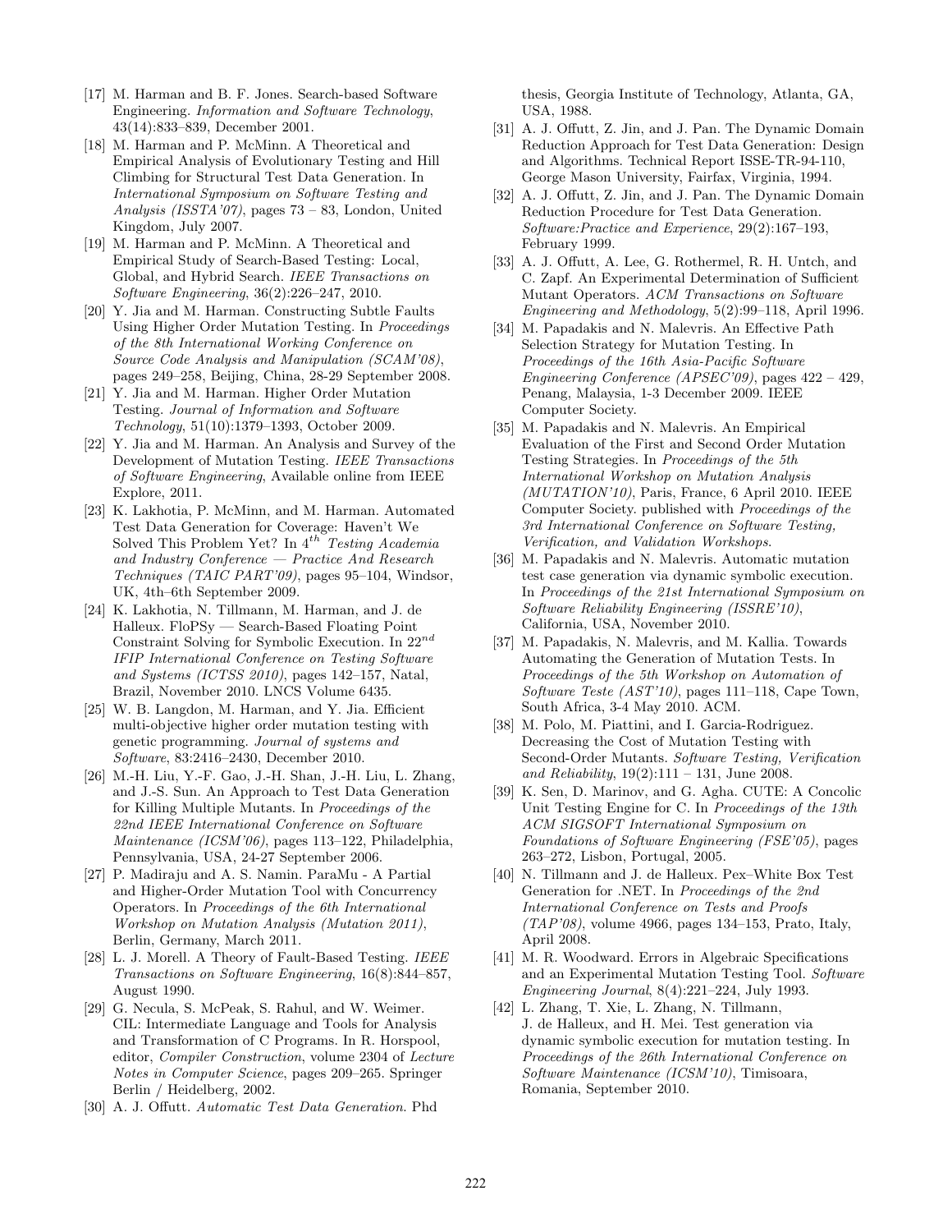[17] M. Harman and B. F. Jones. Search-based Software Engineering. *Information and Software Technology*, 43(14):833–839, December 2001.

[18] M. Harman and P. McMinn. A Theoretical and Empirical Analysis of Evolutionary Testing and Hill Climbing for Structural Test Data Generation. In *International Symposium on Software Testing and Analysis (ISSTA'07)*, pages 73 – 83, London, United Kingdom, July 2007.

[19] M. Harman and P. McMinn. A Theoretical and Empirical Study of Search-Based Testing: Local, Global, and Hybrid Search. *IEEE Transactions on Software Engineering*, 36(2):226–247, 2010.

[20] Y. Jia and M. Harman. Constructing Subtle Faults Using Higher Order Mutation Testing. In *Proceedings of the 8th International Working Conference on Source Code Analysis and Manipulation (SCAM'08)*, pages 249–258, Beijing, China, 28-29 September 2008.

[21] Y. Jia and M. Harman. Higher Order Mutation Testing. *Journal of Information and Software Technology*, 51(10):1379–1393, October 2009.

[22] Y. Jia and M. Harman. An Analysis and Survey of the Development of Mutation Testing. *IEEE Transactions of Software Engineering*, Available online from IEEE Explore, 2011.

[23] K. Lakhotia, P. McMinn, and M. Harman. Automated Test Data Generation for Coverage: Haven't We Solved This Problem Yet? In $4^{th}$ *Testing Academia and Industry Conference — Practice And Research Techniques (TAIC PART'09)*, pages 95–104, Windsor, UK, 4th–6th September 2009.

[24] K. Lakhotia, N. Tillmann, M. Harman, and J. de Halleux. FloPSy — Search-Based Floating Point Constraint Solving for Symbolic Execution. In $22^{nd}$ *IFIP International Conference on Testing Software and Systems (ICTSS 2010)*, pages 142–157, Natal, Brazil, November 2010. LNCS Volume 6435.

[25] W. B. Langdon, M. Harman, and Y. Jia. Efficient multi-objective higher order mutation testing with genetic programming. *Journal of systems and Software*, 83:2416–2430, December 2010.

[26] M.-H. Liu, Y.-F. Gao, J.-H. Shan, J.-H. Liu, L. Zhang, and J.-S. Sun. An Approach to Test Data Generation for Killing Multiple Mutants. In *Proceedings of the 22nd IEEE International Conference on Software Maintenance (ICSM'06)*, pages 113–122, Philadelphia, Pennsylvania, USA, 24-27 September 2006.

[27] P. Madiraju and A. S. Namin. ParaMu - A Partial and Higher-Order Mutation Tool with Concurrency Operators. In *Proceedings of the 6th International Workshop on Mutation Analysis (Mutation 2011)*, Berlin, Germany, March 2011.

[28] L. J. Morell. A Theory of Fault-Based Testing. *IEEE Transactions on Software Engineering*, 16(8):844–857, August 1990.

[29] G. Necula, S. McPeak, S. Rahul, and W. Weimer. CIL: Intermediate Language and Tools for Analysis and Transformation of C Programs. In R. Horspool, editor, *Compiler Construction*, volume 2304 of *Lecture Notes in Computer Science*, pages 209–265. Springer Berlin / Heidelberg, 2002.

[30] A. J. Offutt. *Automatic Test Data Generation*. Phd thesis, Georgia Institute of Technology, Atlanta, GA, USA, 1988.

[31] A. J. Offutt, Z. Jin, and J. Pan. The Dynamic Domain Reduction Approach for Test Data Generation: Design and Algorithms. Technical Report ISSE-TR-94-110, George Mason University, Fairfax, Virginia, 1994.

[32] A. J. Offutt, Z. Jin, and J. Pan. The Dynamic Domain Reduction Procedure for Test Data Generation. *Software:Practice and Experience*, 29(2):167–193, February 1999.

[33] A. J. Offutt, A. Lee, G. Rothermel, R. H. Untch, and C. Zapf. An Experimental Determination of Sufficient Mutant Operators. *ACM Transactions on Software Engineering and Methodology*, 5(2):99–118, April 1996.

[34] M. Papadakis and N. Malevris. An Effective Path Selection Strategy for Mutation Testing. In *Proceedings of the 16th Asia-Pacific Software Engineering Conference (APSEC'09)*, pages 422 – 429, Penang, Malaysia, 1-3 December 2009. IEEE Computer Society.

[35] M. Papadakis and N. Malevris. An Empirical Evaluation of the First and Second Order Mutation Testing Strategies. In *Proceedings of the 5th International Workshop on Mutation Analysis (MUTATION'10)*, Paris, France, 6 April 2010. IEEE Computer Society. published with *Proceedings of the 3rd International Conference on Software Testing, Verification, and Validation Workshops*.

[36] M. Papadakis and N. Malevris. Automatic mutation test case generation via dynamic symbolic execution. In *Proceedings of the 21st International Symposium on Software Reliability Engineering (ISSRE'10)*, California, USA, November 2010.

[37] M. Papadakis, N. Malevris, and M. Kallia. Towards Automating the Generation of Mutation Tests. In *Proceedings of the 5th Workshop on Automation of Software Teste (AST'10)*, pages 111–118, Cape Town, South Africa, 3-4 May 2010. ACM.

[38] M. Polo, M. Piattini, and I. Garcia-Rodriguez. Decreasing the Cost of Mutation Testing with Second-Order Mutants. *Software Testing, Verification and Reliability*, 19(2):111 – 131, June 2008.

[39] K. Sen, D. Marinov, and G. Agha. CUTE: A Concolic Unit Testing Engine for C. In *Proceedings of the 13th ACM SIGSOFT International Symposium on Foundations of Software Engineering (FSE'05)*, pages 263–272, Lisbon, Portugal, 2005.

[40] N. Tillmann and J. de Halleux. Pex–White Box Test Generation for .NET. In *Proceedings of the 2nd International Conference on Tests and Proofs (TAP'08)*, volume 4966, pages 134–153, Prato, Italy, April 2008.

[41] M. R. Woodward. Errors in Algebraic Specifications and an Experimental Mutation Testing Tool. *Software Engineering Journal*, 8(4):221–224, July 1993.

[42] L. Zhang, T. Xie, L. Zhang, N. Tillmann, J. de Halleux, and H. Mei. Test generation via dynamic symbolic execution for mutation testing. In *Proceedings of the 26th International Conference on Software Maintenance (ICSM'10)*, Timisoara, Romania, September 2010.